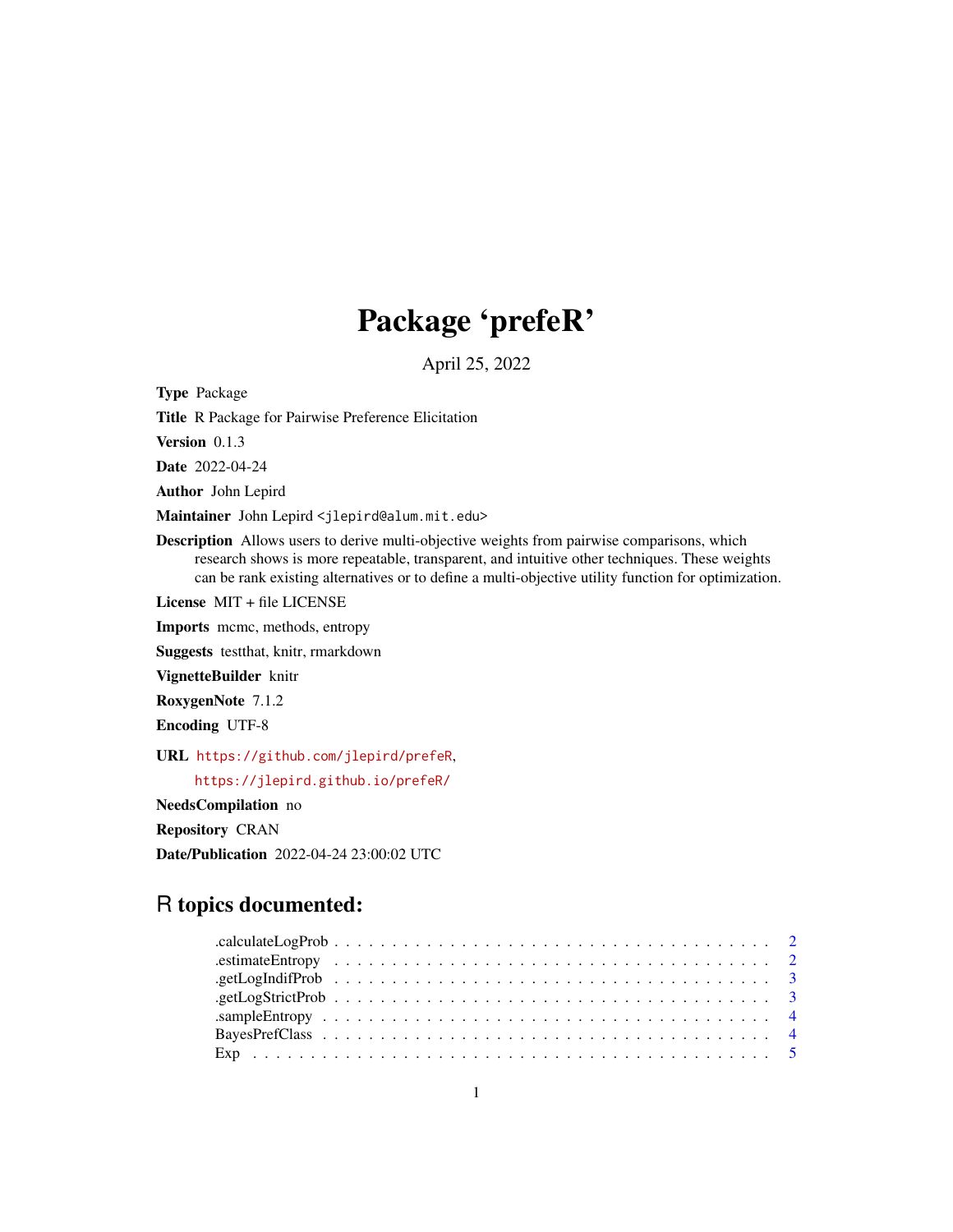# Package 'prefeR'

April 25, 2022

**Type** Package

**Title** R Package for Pairwise Preference Elicitation

**Version** 0.1.3

**Date** 2022-04-24

**Author** John Lepird

**Maintainer** John Lepird <jlepird@alum.mit.edu>

**Description** Allows users to derive multi-objective weights from pairwise comparisons, which research shows is more repeatable, transparent, and intuitive other techniques. These weights can be rank existing alternatives or to define a multi-objective utility function for optimization.

**License** MIT + file LICENSE

**Imports** mcmc, methods, entropy

**Suggests** testthat, knitr, rmarkdown

**VignetteBuilder** knitr

**RoxygenNote** 7.1.2

**Encoding** UTF-8

**URL** https://github.com/jlepird/prefeR, https://jlepird.github.io/prefeR/

**NeedsCompilation** no

**Repository** CRAN

**Date/Publication** 2022-04-24 23:00:02 UTC

## R topics documented:

.calculateLogProb . . . . . . . . . . . . . . . . . . . . . . . . . . . . . . . . . . . . . . . 2
.estimateEntropy . . . . . . . . . . . . . . . . . . . . . . . . . . . . . . . . . . . . . . . 2
.getLogIndifProb . . . . . . . . . . . . . . . . . . . . . . . . . . . . . . . . . . . . . . . 3
.getLogStrictProb . . . . . . . . . . . . . . . . . . . . . . . . . . . . . . . . . . . . . . . 3
.sampleEntropy . . . . . . . . . . . . . . . . . . . . . . . . . . . . . . . . . . . . . . . . 4
BayesPrefClass . . . . . . . . . . . . . . . . . . . . . . . . . . . . . . . . . . . . . . . . 4
Exp . . . . . . . . . . . . . . . . . . . . . . . . . . . . . . . . . . . . . . . . . . . . . 5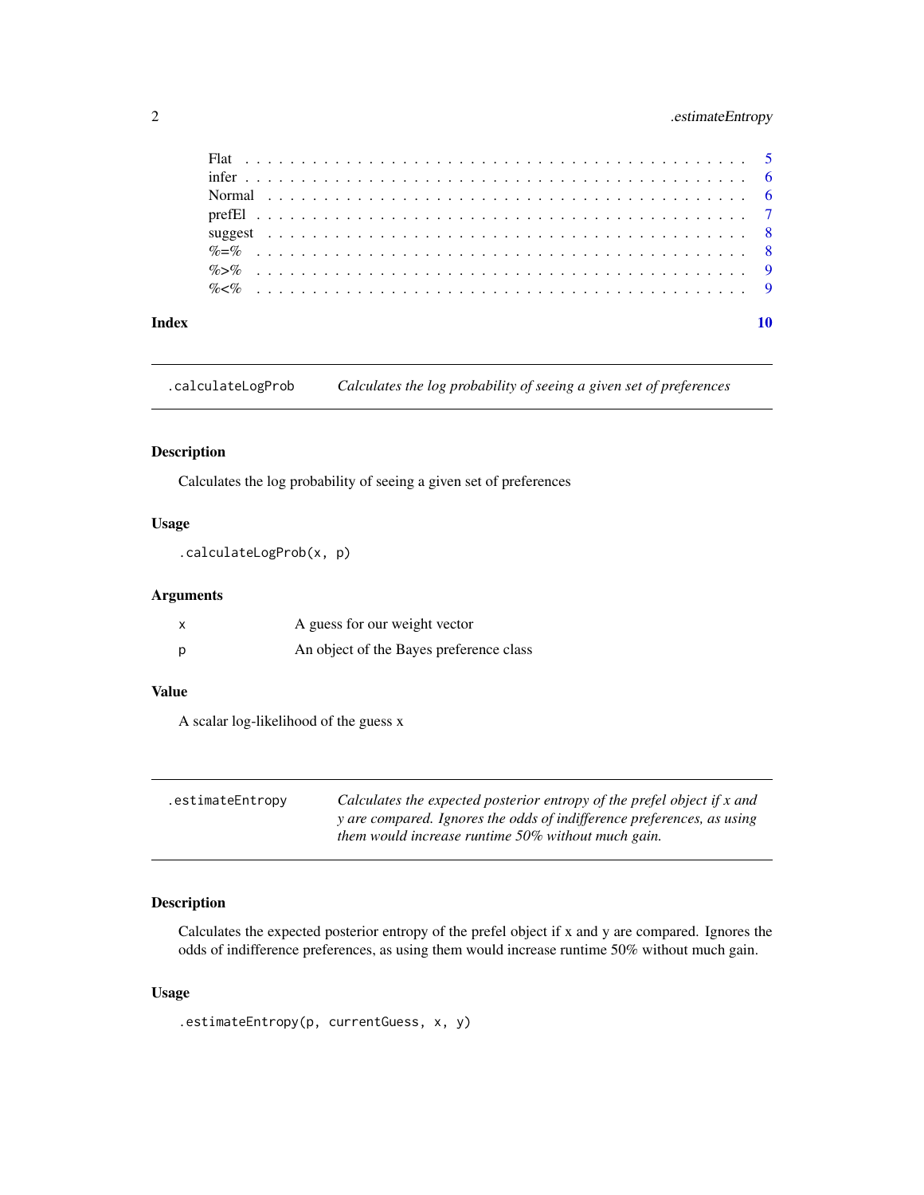Flat . . . . . . . . . . . . . . . . . . . . . . . . . . . . . . . . . . . . . . . . . . 5
infer . . . . . . . . . . . . . . . . . . . . . . . . . . . . . . . . . . . . . . . . . . 6
Normal . . . . . . . . . . . . . . . . . . . . . . . . . . . . . . . . . . . . . . . . . 6
prefEl . . . . . . . . . . . . . . . . . . . . . . . . . . . . . . . . . . . . . . . . . 7
suggest . . . . . . . . . . . . . . . . . . . . . . . . . . . . . . . . . . . . . . . . 8
%=% . . . . . . . . . . . . . . . . . . . . . . . . . . . . . . . . . . . . . . . . . 8
%>% . . . . . . . . . . . . . . . . . . . . . . . . . . . . . . . . . . . . . . . . . 9
%<% . . . . . . . . . . . . . . . . . . . . . . . . . . . . . . . . . . . . . . . . . 9

**Index** **10**

---

## .calculateLogProb — *Calculates the log probability of seeing a given set of preferences*

### Description

Calculates the log probability of seeing a given set of preferences

### Usage

```
.calculateLogProb(x, p)
```

### Arguments

| | |
|---|---|
| x | A guess for our weight vector |
| p | An object of the Bayes preference class |

### Value

A scalar log-likelihood of the guess x

---

## .estimateEntropy — *Calculates the expected posterior entropy of the prefel object if x and y are compared. Ignores the odds of indifference preferences, as using them would increase runtime 50% without much gain.*

### Description

Calculates the expected posterior entropy of the prefel object if x and y are compared. Ignores the odds of indifference preferences, as using them would increase runtime 50% without much gain.

### Usage

```
.estimateEntropy(p, currentGuess, x, y)
```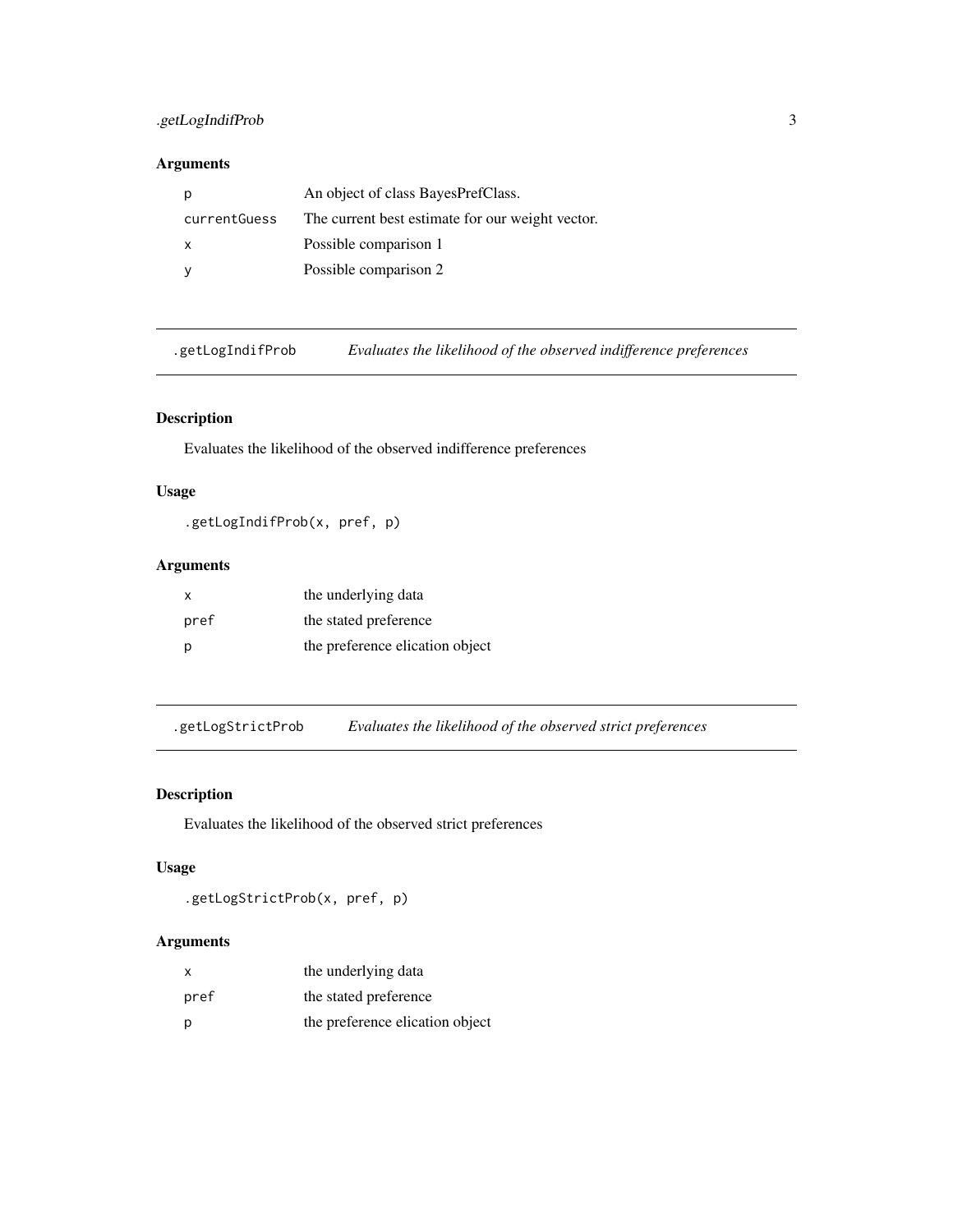## Arguments

| | |
|---|---|
| `p` | An object of class BayesPrefClass. |
| `currentGuess` | The current best estimate for our weight vector. |
| `x` | Possible comparison 1 |
| `y` | Possible comparison 2 |

---

## .getLogIndifProb — *Evaluates the likelihood of the observed indifference preferences*

### Description

Evaluates the likelihood of the observed indifference preferences

### Usage

```
.getLogIndifProb(x, pref, p)
```

### Arguments

| | |
|---|---|
| `x` | the underlying data |
| `pref` | the stated preference |
| `p` | the preference elication object |

---

## .getLogStrictProb — *Evaluates the likelihood of the observed strict preferences*

### Description

Evaluates the likelihood of the observed strict preferences

### Usage

```
.getLogStrictProb(x, pref, p)
```

### Arguments

| | |
|---|---|
| `x` | the underlying data |
| `pref` | the stated preference |
| `p` | the preference elication object |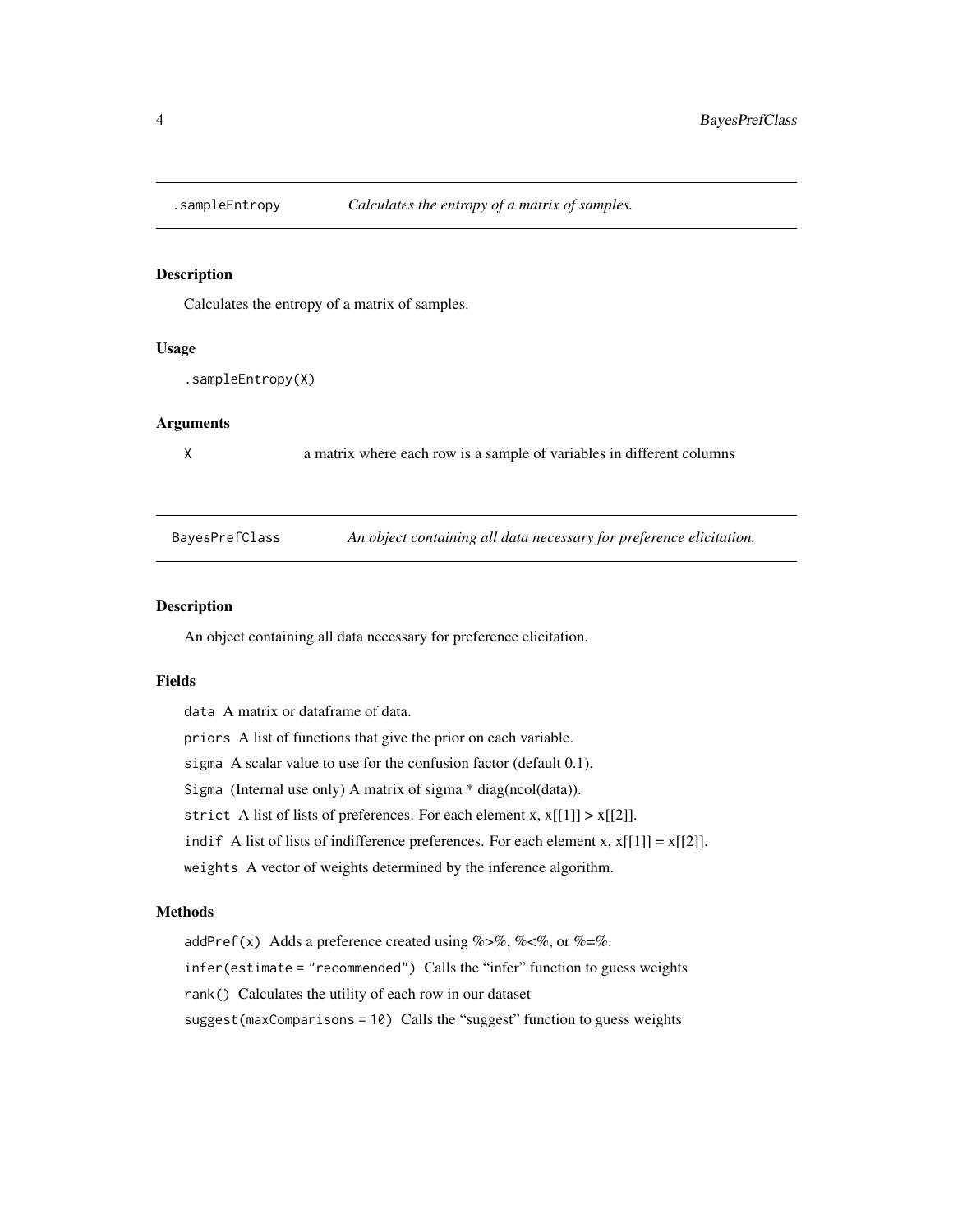## .sampleEntropy — *Calculates the entropy of a matrix of samples.*

### Description

Calculates the entropy of a matrix of samples.

### Usage

```
.sampleEntropy(X)
```

### Arguments

| | |
|---|---|
| `X` | a matrix where each row is a sample of variables in different columns |

## BayesPrefClass — *An object containing all data necessary for preference elicitation.*

### Description

An object containing all data necessary for preference elicitation.

### Fields

`data` A matrix or dataframe of data.

`priors` A list of functions that give the prior on each variable.

`sigma` A scalar value to use for the confusion factor (default 0.1).

`Sigma` (Internal use only) A matrix of sigma * diag(ncol(data)).

`strict` A list of lists of preferences. For each element x, x[[1]] > x[[2]].

`indif` A list of lists of indifference preferences. For each element x, x[[1]] = x[[2]].

`weights` A vector of weights determined by the inference algorithm.

### Methods

`addPref(x)` Adds a preference created using %>%, %<%, or %=%.

`infer(estimate = "recommended")` Calls the “infer” function to guess weights

`rank()` Calculates the utility of each row in our dataset

`suggest(maxComparisons = 10)` Calls the “suggest” function to guess weights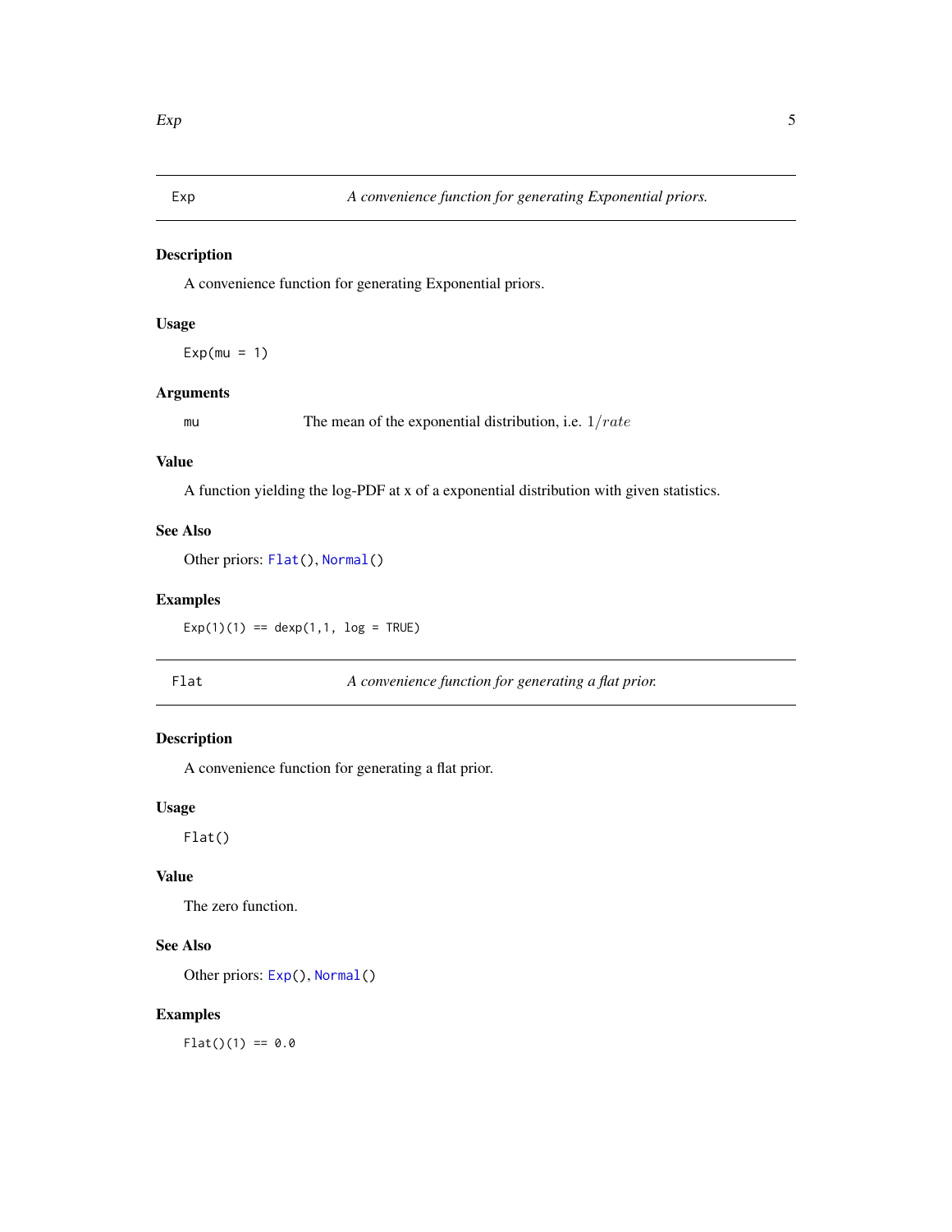## Exp — *A convenience function for generating Exponential priors.*

### Description

A convenience function for generating Exponential priors.

### Usage

```
Exp(mu = 1)
```

### Arguments

| | |
|---|---|
| `mu` | The mean of the exponential distribution, i.e. $1/rate$ |

### Value

A function yielding the log-PDF at x of a exponential distribution with given statistics.

### See Also

Other priors: `Flat()`, `Normal()`

### Examples

```
Exp(1)(1) == dexp(1,1, log = TRUE)
```

## Flat — *A convenience function for generating a flat prior.*

### Description

A convenience function for generating a flat prior.

### Usage

```
Flat()
```

### Value

The zero function.

### See Also

Other priors: `Exp()`, `Normal()`

### Examples

```
Flat()(1) == 0.0
```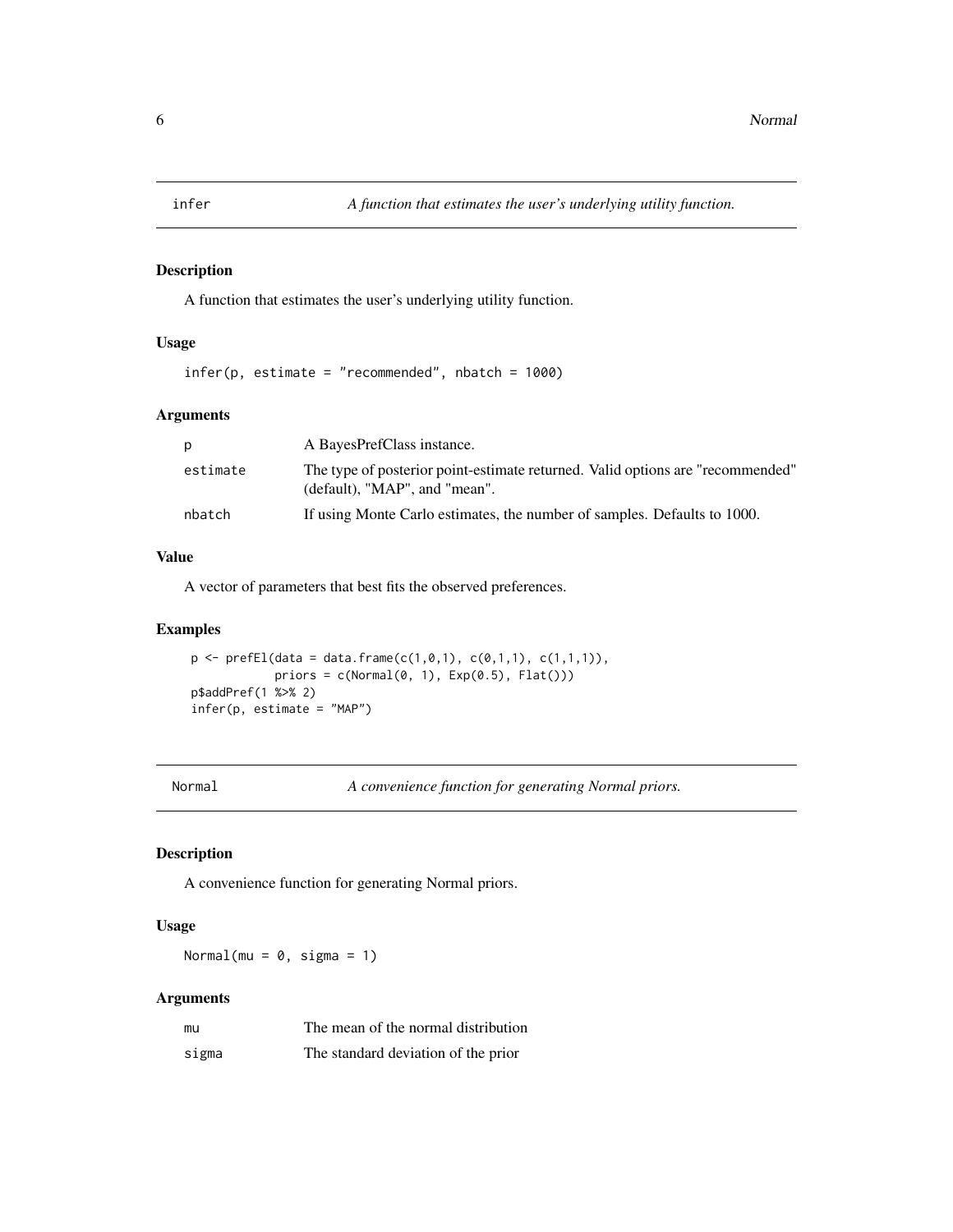## infer — *A function that estimates the user's underlying utility function.*

### Description

A function that estimates the user's underlying utility function.

### Usage

```
infer(p, estimate = "recommended", nbatch = 1000)
```

### Arguments

| | |
|---|---|
| p | A BayesPrefClass instance. |
| estimate | The type of posterior point-estimate returned. Valid options are "recommended" (default), "MAP", and "mean". |
| nbatch | If using Monte Carlo estimates, the number of samples. Defaults to 1000. |

### Value

A vector of parameters that best fits the observed preferences.

### Examples

```
p <- prefEl(data = data.frame(c(1,0,1), c(0,1,1), c(1,1,1)),
            priors = c(Normal(0, 1), Exp(0.5), Flat()))
p$addPref(1 %>% 2)
infer(p, estimate = "MAP")
```

## Normal — *A convenience function for generating Normal priors.*

### Description

A convenience function for generating Normal priors.

### Usage

```
Normal(mu = 0, sigma = 1)
```

### Arguments

| | |
|---|---|
| mu | The mean of the normal distribution |
| sigma | The standard deviation of the prior |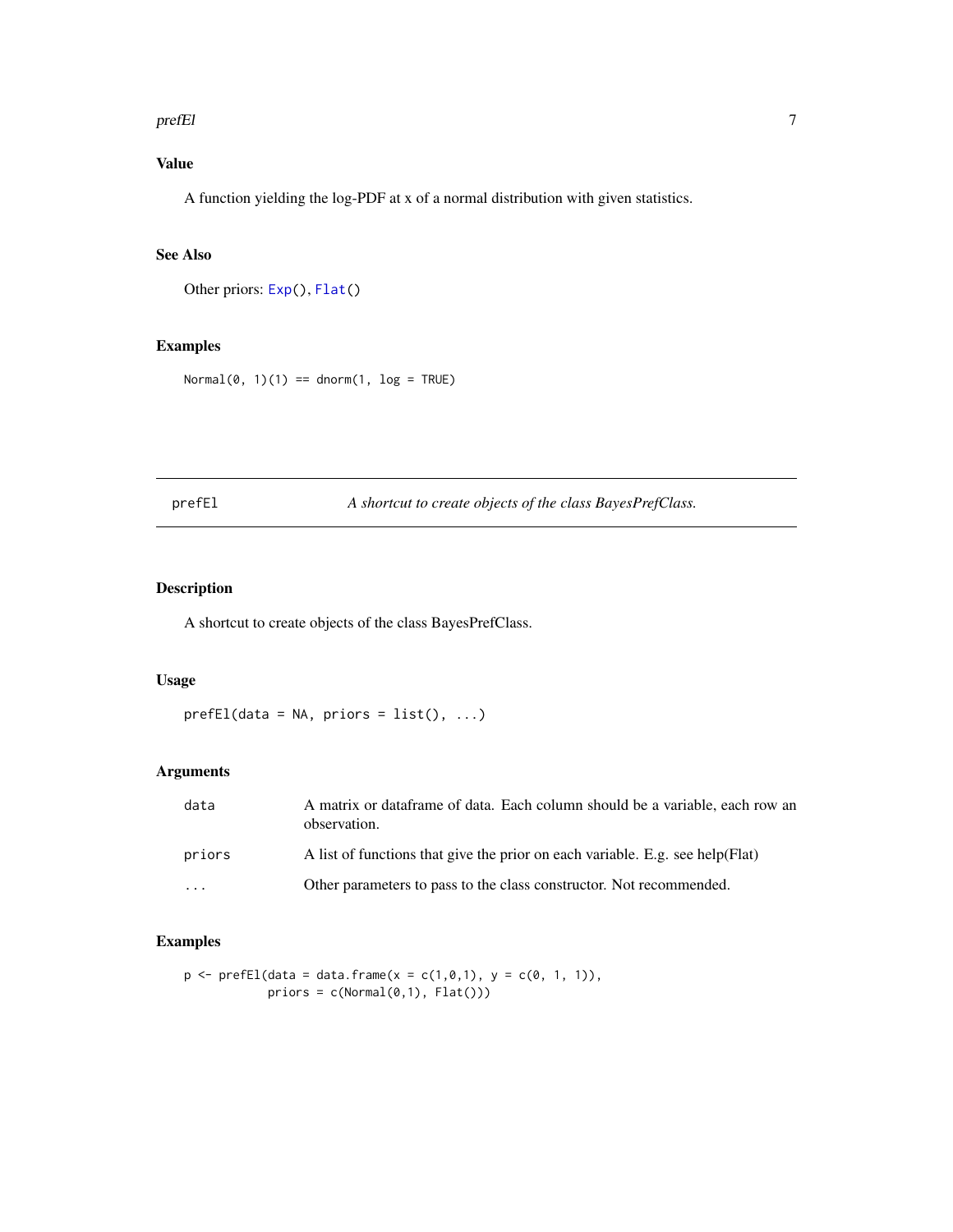## Value

A function yielding the log-PDF at x of a normal distribution with given statistics.

## See Also

Other priors: Exp(), Flat()

## Examples

```
Normal(0, 1)(1) == dnorm(1, log = TRUE)
```

---

# prefEl — *A shortcut to create objects of the class BayesPrefClass.*

---

## Description

A shortcut to create objects of the class BayesPrefClass.

## Usage

```
prefEl(data = NA, priors = list(), ...)
```

## Arguments

| Argument | Description |
| --- | --- |
| data | A matrix or dataframe of data. Each column should be a variable, each row an observation. |
| priors | A list of functions that give the prior on each variable. E.g. see help(Flat) |
| ... | Other parameters to pass to the class constructor. Not recommended. |

## Examples

```
p <- prefEl(data = data.frame(x = c(1,0,1), y = c(0, 1, 1)),
            priors = c(Normal(0,1), Flat()))
```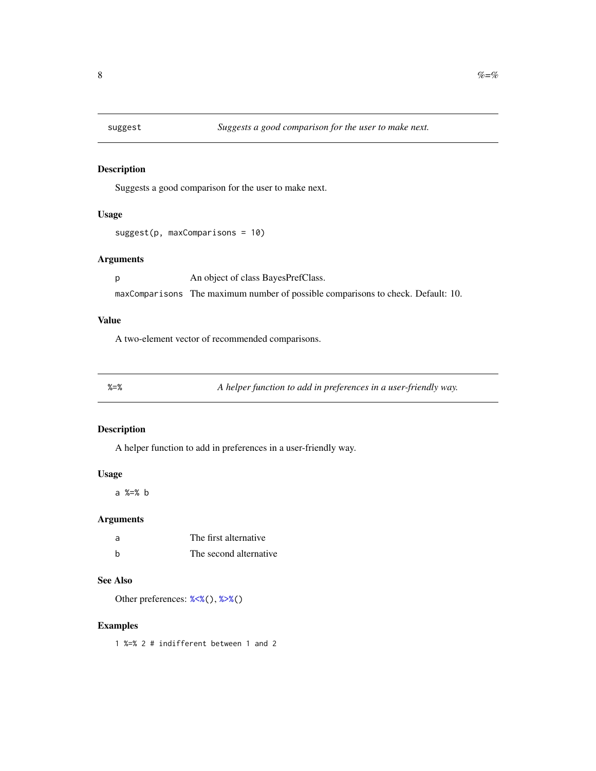## suggest — *Suggests a good comparison for the user to make next.*

### Description

Suggests a good comparison for the user to make next.

### Usage

```
suggest(p, maxComparisons = 10)
```

### Arguments

| | |
|---|---|
| p | An object of class BayesPrefClass. |
| maxComparisons | The maximum number of possible comparisons to check. Default: 10. |

### Value

A two-element vector of recommended comparisons.

## %=% — *A helper function to add in preferences in a user-friendly way.*

### Description

A helper function to add in preferences in a user-friendly way.

### Usage

```
a %=% b
```

### Arguments

| | |
|---|---|
| a | The first alternative |
| b | The second alternative |

### See Also

Other preferences: %<%(), %>%()

### Examples

```
1 %=% 2 # indifferent between 1 and 2
```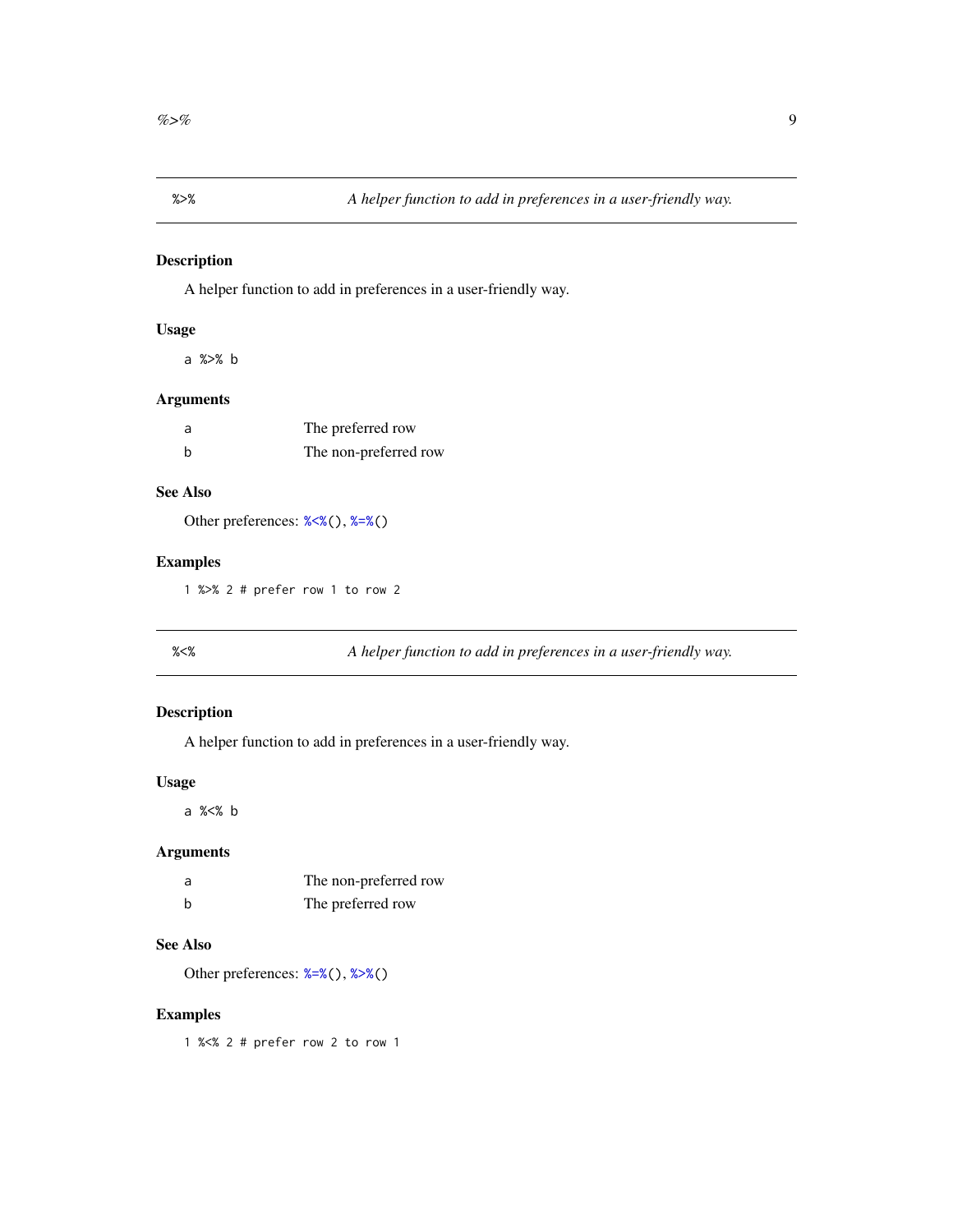## %>% — *A helper function to add in preferences in a user-friendly way.*

### Description

A helper function to add in preferences in a user-friendly way.

### Usage

```
a %>% b
```

### Arguments

| | |
|---|---|
| a | The preferred row |
| b | The non-preferred row |

### See Also

Other preferences: %<%(), %=%()

### Examples

```
1 %>% 2 # prefer row 1 to row 2
```

## %<% — *A helper function to add in preferences in a user-friendly way.*

### Description

A helper function to add in preferences in a user-friendly way.

### Usage

```
a %<% b
```

### Arguments

| | |
|---|---|
| a | The non-preferred row |
| b | The preferred row |

### See Also

Other preferences: %=%(), %>%()

### Examples

```
1 %<% 2 # prefer row 2 to row 1
```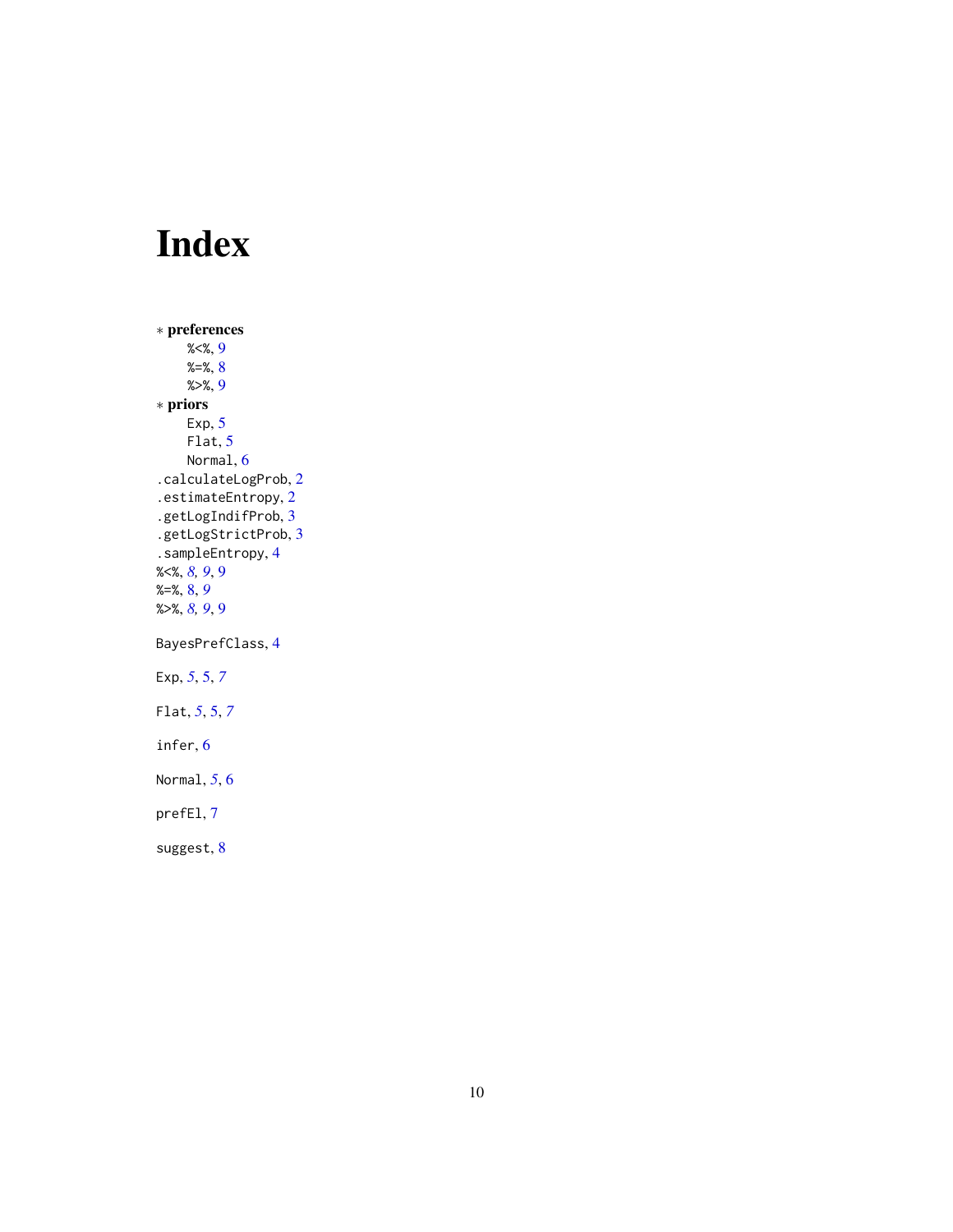# Index

∗ **preferences**

- %<%, 9
- %=%, 8
- %>%, 9

∗ **priors**

- Exp, 5
- Flat, 5
- Normal, 6

.calculateLogProb, 2
.estimateEntropy, 2
.getLogIndifProb, 3
.getLogStrictProb, 3
.sampleEntropy, 4
%<%, *8, 9*, 9
%=%, 8, *9*
%>%, *8, 9*, 9

BayesPrefClass, 4

Exp, *5*, 5, *7*

Flat, *5*, 5, *7*

infer, 6

Normal, *5*, 6

prefEl, 7

suggest, 8